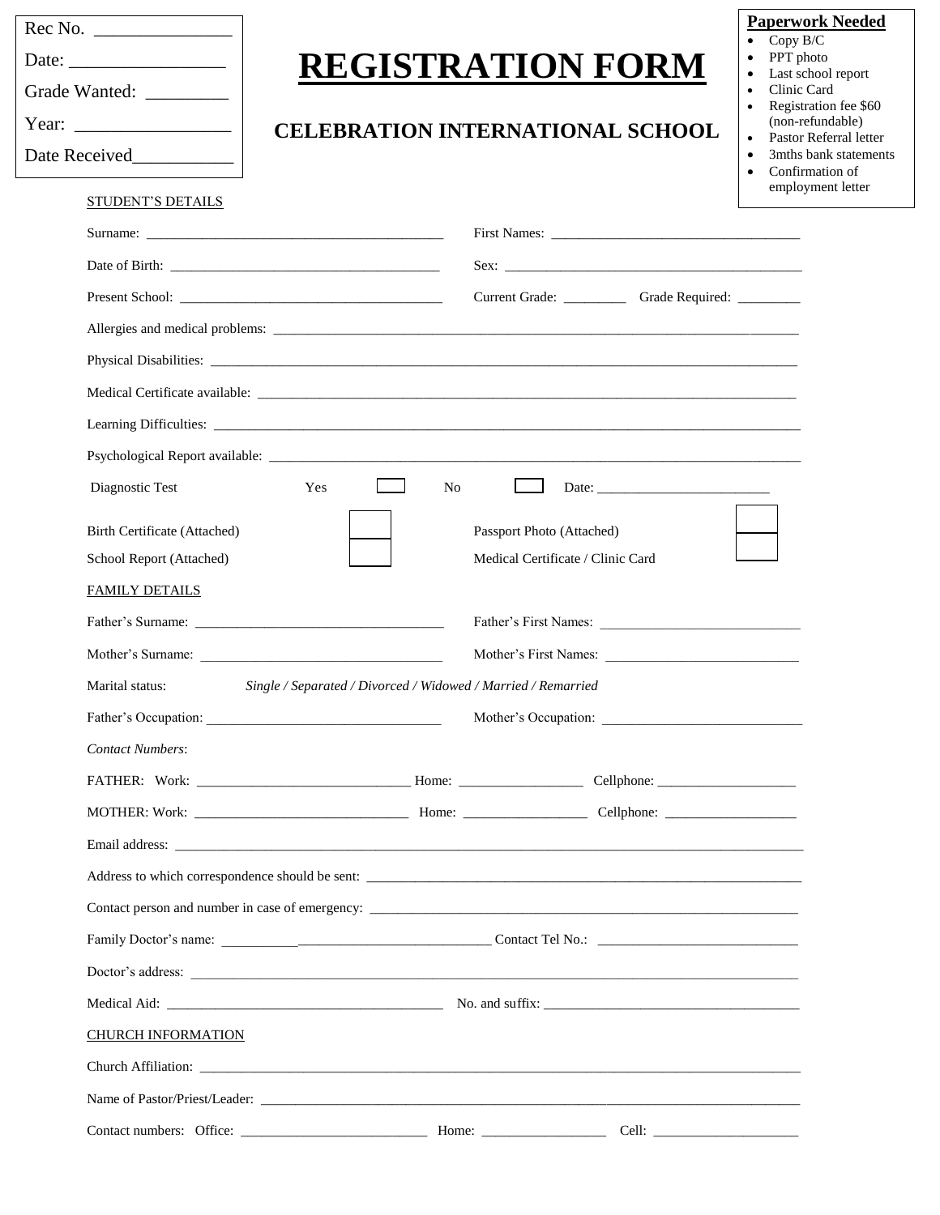Rec No. _______________

Date: _________________

Grade Wanted: _________

Year: _________________

Date Received___________

# REGISTRATION FORM

## CELEBRATION INTERNATIONAL SCHOOL

**Paperwork Needed**

- Copy B/C
- PPT photo
- Last school report
- Clinic Card
- Registration fee $60 (non-refundable)
- Pastor Referral letter
- 3mths bank statements
- Confirmation of employment letter

STUDENT'S DETAILS

Surname: ____________________________________________ First Names: ____________________________________

Date of Birth: ________________________________________ Sex: ____________________________________________

Present School: ______________________________________ Current Grade: _________ Grade Required: _________

Allergies and medical problems: ___________________________________________________________________________

Physical Disabilities: ____________________________________________________________________________________

Medical Certificate available: _____________________________________________________________________________

Learning Difficulties: ____________________________________________________________________________________

Psychological Report available: ___________________________________________________________________________

Diagnostic Test Yes ☐ No ☐ Date: _________________________

Birth Certificate (Attached) ☐ Passport Photo (Attached) ☐

School Report (Attached) ☐ Medical Certificate / Clinic Card ☐

FAMILY DETAILS

Father's Surname: ____________________________________ Father's First Names: ______________________________

Mother's Surname: ___________________________________ Mother's First Names: _____________________________

Marital status: *Single / Separated / Divorced / Widowed / Married / Remarried*

Father's Occupation: __________________________________ Mother's Occupation: ______________________________

*Contact Numbers*:

FATHER: Work: _______________________________ Home: __________________ Cellphone: ____________________

MOTHER: Work: _______________________________ Home: __________________ Cellphone: ___________________

Email address: __________________________________________________________________________________________

Address to which correspondence should be sent: _____________________________________________________________

Contact person and number in case of emergency: ____________________________________________________________

Family Doctor's name: _______________________________________ Contact Tel No.: _____________________________

Doctor's address: ________________________________________________________________________________________

Medical Aid: ________________________________________ No. and suffix: ______________________________________

CHURCH INFORMATION

Church Affiliation: _______________________________________________________________________________________

Name of Pastor/Priest/Leader: _____________________________________________________________________________

Contact numbers: Office: ___________________________ Home: __________________ Cell: ______________________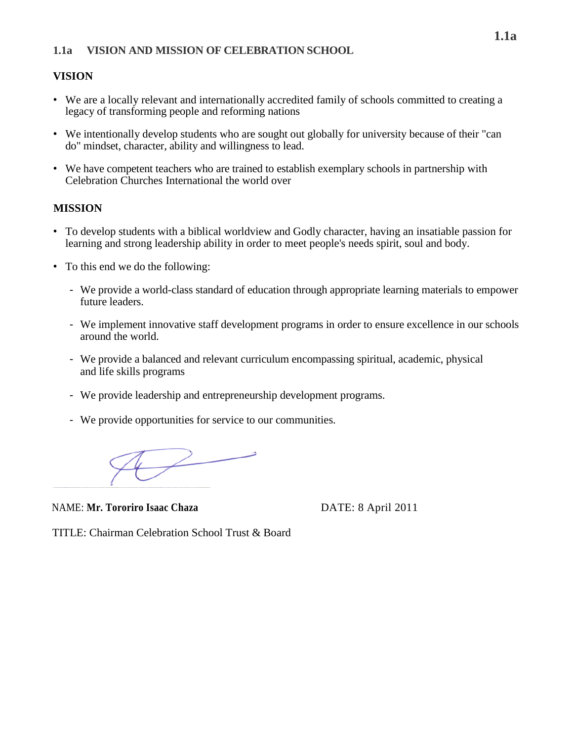## 1.1a VISION AND MISSION OF CELEBRATION SCHOOL

### VISION

- We are a locally relevant and internationally accredited family of schools committed to creating a legacy of transforming people and reforming nations
- We intentionally develop students who are sought out globally for university because of their "can do" mindset, character, ability and willingness to lead.
- We have competent teachers who are trained to establish exemplary schools in partnership with Celebration Churches International the world over

### MISSION

- To develop students with a biblical worldview and Godly character, having an insatiable passion for learning and strong leadership ability in order to meet people's needs spirit, soul and body.
- To this end we do the following:
  - We provide a world-class standard of education through appropriate learning materials to empower future leaders.
  - We implement innovative staff development programs in order to ensure excellence in our schools around the world.
  - We provide a balanced and relevant curriculum encompassing spiritual, academic, physical and life skills programs
  - We provide leadership and entrepreneurship development programs.
  - We provide opportunities for service to our communities.

NAME: **Mr. Tororiro Isaac Chaza** DATE: 8 April 2011

TITLE: Chairman Celebration School Trust & Board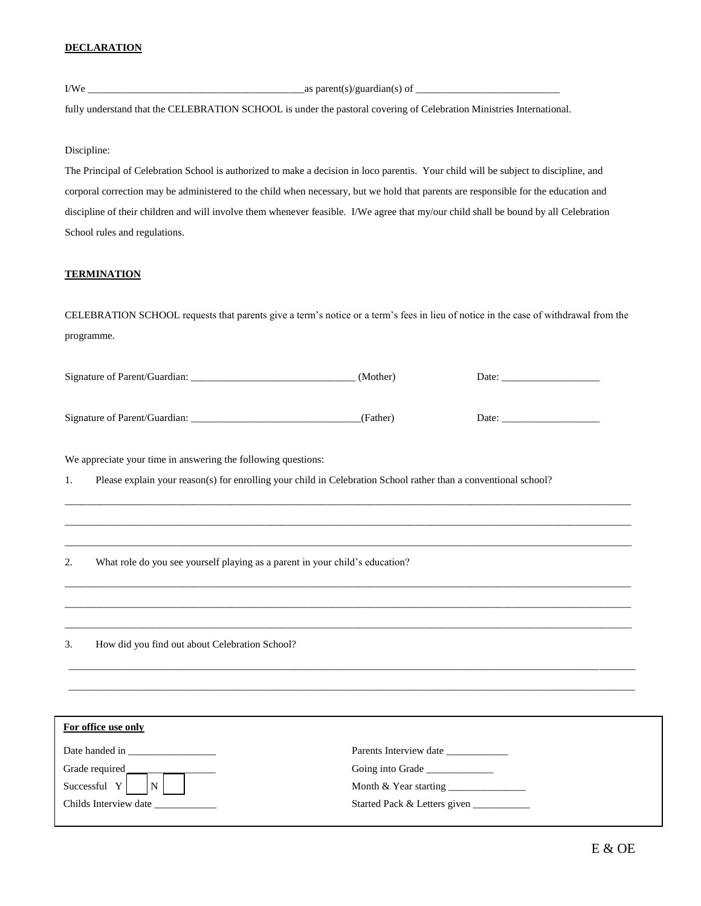**DECLARATION**

I/We _________________________________________as parent(s)/guardian(s) of ___________________________

fully understand that the CELEBRATION SCHOOL is under the pastoral covering of Celebration Ministries International.

Discipline:

The Principal of Celebration School is authorized to make a decision in loco parentis. Your child will be subject to discipline, and corporal correction may be administered to the child when necessary, but we hold that parents are responsible for the education and discipline of their children and will involve them whenever feasible. I/We agree that my/our child shall be bound by all Celebration School rules and regulations.

**TERMINATION**

CELEBRATION SCHOOL requests that parents give a term's notice or a term's fees in lieu of notice in the case of withdrawal from the programme.

Signature of Parent/Guardian: _______________________________ (Mother) Date: ___________________

Signature of Parent/Guardian: ________________________________(Father) Date: ___________________

We appreciate your time in answering the following questions:

1. Please explain your reason(s) for enrolling your child in Celebration School rather than a conventional school?

_______________________________________________________________________________________________________

_______________________________________________________________________________________________________

_______________________________________________________________________________________________________

2. What role do you see yourself playing as a parent in your child's education?

_______________________________________________________________________________________________________

_______________________________________________________________________________________________________

_______________________________________________________________________________________________________

3. How did you find out about Celebration School?

_______________________________________________________________________________________________________

_______________________________________________________________________________________________________

**For office use only**

Date handed in _________________

Grade required _________________

Successful Y [ ] N [ ]

Childs Interview date ____________

Parents Interview date ____________

Going into Grade _____________

Month & Year starting _______________

Started Pack & Letters given ___________

E & OE